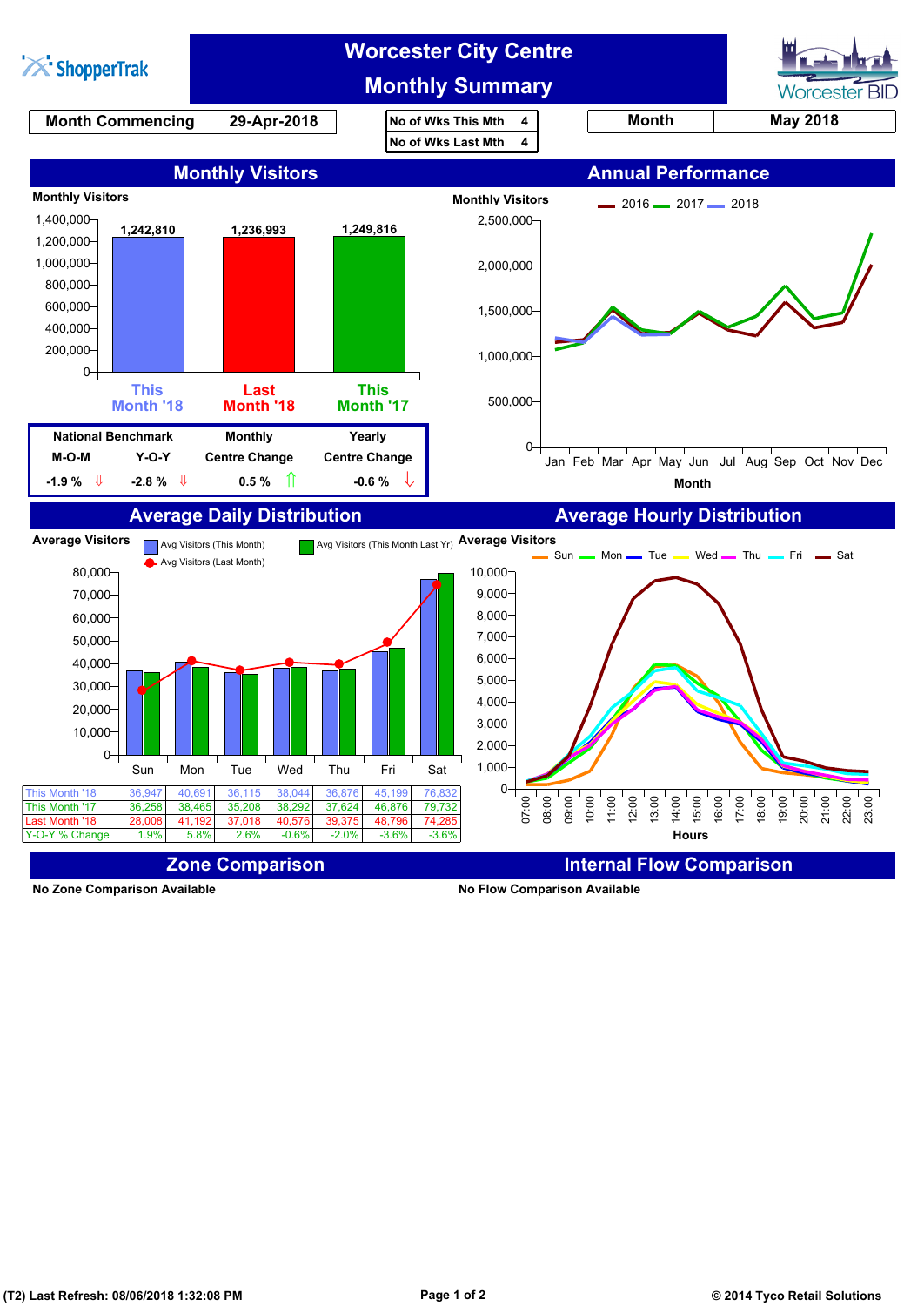ShopperTrak

# Worcester City Centre Monthly Summary

Worcester BID

| Month Commencing | 29-Apr-2018 |
|---|---|

| No of Wks This Mth | 4 |
|---|---|
| No of Wks Last Mth | 4 |

| Month | May 2018 |
|---|---|

## Monthly Visitors

Monthly Visitors

1,400,000
1,200,000
1,000,000
800,000
600,000
400,000
200,000
0

1,242,810
1,236,993
1,249,816

This Month '18
Last Month '18
This Month '17

| National Benchmark | | Monthly | Yearly |
|---|---|---|---|
| M-O-M | Y-O-Y | Centre Change | Centre Change |
| -1.9 % ⇩ | -2.8 % ⇩ | 0.5 % ⇧ | -0.6 % ⇩ |

## Annual Performance

Monthly Visitors

2016 2017 2018

2,500,000
2,000,000
1,500,000
1,000,000
500,000
0

Jan Feb Mar Apr May Jun Jul Aug Sep Oct Nov Dec

Month

## Average Daily Distribution

Average Visitors

Avg Visitors (This Month)
Avg Visitors (This Month Last Yr)
Avg Visitors (Last Month)

80,000
70,000
60,000
50,000
40,000
30,000
20,000
10,000
0

| | Sun | Mon | Tue | Wed | Thu | Fri | Sat |
|---|---|---|---|---|---|---|---|
| This Month '18 | 36,947 | 40,691 | 36,115 | 38,044 | 36,876 | 45,199 | 76,832 |
| This Month '17 | 36,258 | 38,465 | 35,208 | 38,292 | 37,624 | 46,876 | 79,732 |
| Last Month '18 | 28,008 | 41,192 | 37,018 | 40,576 | 39,375 | 48,796 | 74,285 |
| Y-O-Y % Change | 1.9% | 5.8% | 2.6% | -0.6% | -2.0% | -3.6% | -3.6% |

## Average Hourly Distribution

Average Visitors

Sun Mon Tue Wed Thu Fri Sat

10,000
9,000
8,000
7,000
6,000
5,000
4,000
3,000
2,000
1,000
0

07:00 08:00 09:00 10:00 11:00 12:00 13:00 14:00 15:00 16:00 17:00 18:00 19:00 20:00 21:00 22:00 23:00

Hours

## Zone Comparison

No Zone Comparison Available

## Internal Flow Comparison

No Flow Comparison Available

(T2) Last Refresh: 08/06/2018 1:32:08 PM

© 2014 Tyco Retail Solutions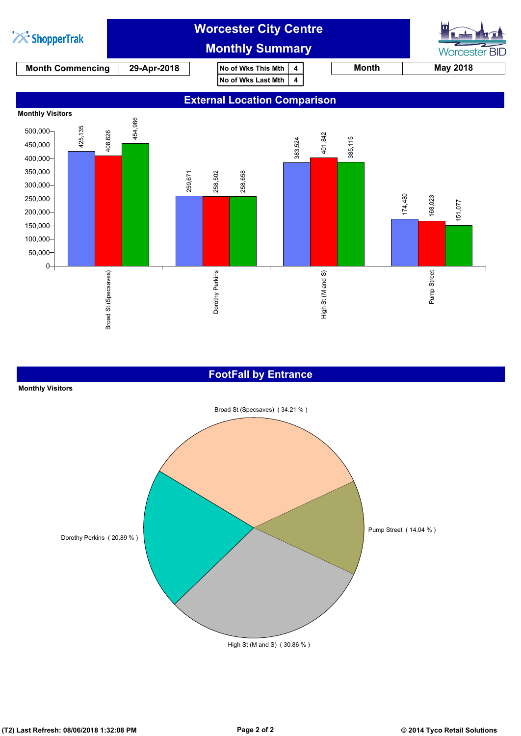ShopperTrak

# Worcester City Centre
## Monthly Summary

Worcester BID

| Month Commencing | 29-Apr-2018 |
|---|---|

| No of Wks This Mth | 4 |
|---|---|
| No of Wks Last Mth | 4 |

| Month | May 2018 |
|---|---|

## External Location Comparison

Monthly Visitors

500,000
450,000
400,000
350,000
300,000
250,000
200,000
150,000
100,000
50,000
0

Broad St (Specsaves): 425,135 · 408,626 · 454,966
Dorothy Perkins: 259,671 · 258,502 · 258,658
High St (M and S): 383,524 · 401,842 · 385,115
Pump Street: 174,480 · 168,023 · 151,077

## FootFall by Entrance

Monthly Visitors

Broad St (Specsaves) ( 34.21 % )
Pump Street ( 14.04 % )
High St (M and S) ( 30.86 % )
Dorothy Perkins ( 20.89 % )

(T2) Last Refresh: 08/06/2018 1:32:08 PM

© 2014 Tyco Retail Solutions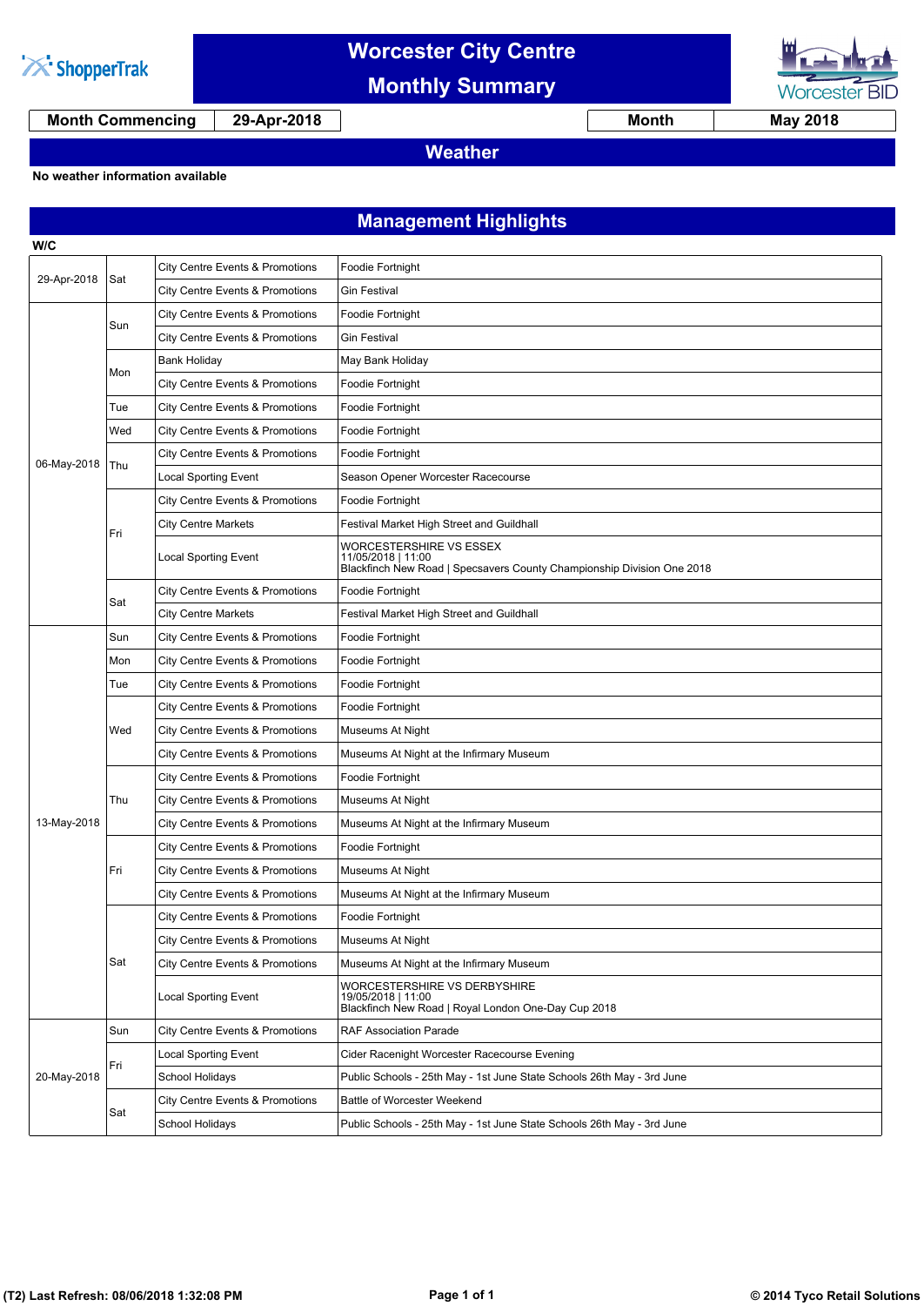# Worcester City Centre Monthly Summary

| Month Commencing | 29-Apr-2018 | Month | May 2018 |
|---|---|---|---|

## Weather

**No weather information available**

## Management Highlights

| W/C | | | |
|---|---|---|---|
| 29-Apr-2018 | Sat | City Centre Events & Promotions | Foodie Fortnight |
| | | City Centre Events & Promotions | Gin Festival |
| 06-May-2018 | Sun | City Centre Events & Promotions | Foodie Fortnight |
| | | City Centre Events & Promotions | Gin Festival |
| | Mon | Bank Holiday | May Bank Holiday |
| | | City Centre Events & Promotions | Foodie Fortnight |
| | Tue | City Centre Events & Promotions | Foodie Fortnight |
| | Wed | City Centre Events & Promotions | Foodie Fortnight |
| | Thu | City Centre Events & Promotions | Foodie Fortnight |
| | | Local Sporting Event | Season Opener Worcester Racecourse |
| | Fri | City Centre Events & Promotions | Foodie Fortnight |
| | | City Centre Markets | Festival Market High Street and Guildhall |
| | | Local Sporting Event | WORCESTERSHIRE VS ESSEX<br>11/05/2018 \| 11:00<br>Blackfinch New Road \| Specsavers County Championship Division One 2018 |
| | Sat | City Centre Events & Promotions | Foodie Fortnight |
| | | City Centre Markets | Festival Market High Street and Guildhall |
| 13-May-2018 | Sun | City Centre Events & Promotions | Foodie Fortnight |
| | Mon | City Centre Events & Promotions | Foodie Fortnight |
| | Tue | City Centre Events & Promotions | Foodie Fortnight |
| | Wed | City Centre Events & Promotions | Foodie Fortnight |
| | | City Centre Events & Promotions | Museums At Night |
| | | City Centre Events & Promotions | Museums At Night at the Infirmary Museum |
| | Thu | City Centre Events & Promotions | Foodie Fortnight |
| | | City Centre Events & Promotions | Museums At Night |
| | | City Centre Events & Promotions | Museums At Night at the Infirmary Museum |
| | Fri | City Centre Events & Promotions | Foodie Fortnight |
| | | City Centre Events & Promotions | Museums At Night |
| | | City Centre Events & Promotions | Museums At Night at the Infirmary Museum |
| | Sat | City Centre Events & Promotions | Foodie Fortnight |
| | | City Centre Events & Promotions | Museums At Night |
| | | City Centre Events & Promotions | Museums At Night at the Infirmary Museum |
| | | Local Sporting Event | WORCESTERSHIRE VS DERBYSHIRE<br>19/05/2018 \| 11:00<br>Blackfinch New Road \| Royal London One-Day Cup 2018 |
| 20-May-2018 | Sun | City Centre Events & Promotions | RAF Association Parade |
| | Fri | Local Sporting Event | Cider Racenight Worcester Racecourse Evening |
| | | School Holidays | Public Schools - 25th May - 1st June State Schools 26th May - 3rd June |
| | Sat | City Centre Events & Promotions | Battle of Worcester Weekend |
| | | School Holidays | Public Schools - 25th May - 1st June State Schools 26th May - 3rd June |

(T2) Last Refresh: 08/06/2018 1:32:08 PM

© 2014 Tyco Retail Solutions